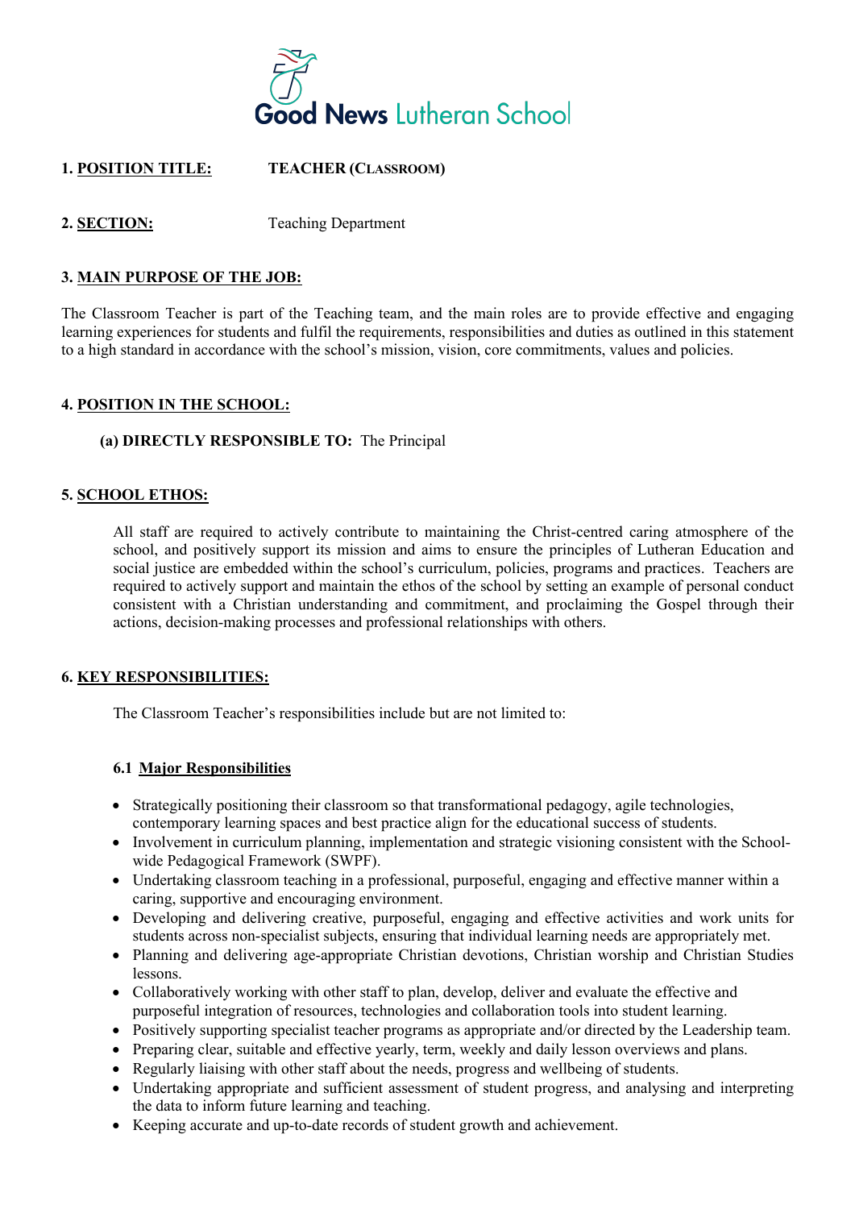Good News Lutheran School

**1. POSITION TITLE:** **TEACHER (CLASSROOM)**

**2. SECTION:** Teaching Department

## 3. MAIN PURPOSE OF THE JOB:

The Classroom Teacher is part of the Teaching team, and the main roles are to provide effective and engaging learning experiences for students and fulfil the requirements, responsibilities and duties as outlined in this statement to a high standard in accordance with the school's mission, vision, core commitments, values and policies.

## 4. POSITION IN THE SCHOOL:

**(a) DIRECTLY RESPONSIBLE TO:** The Principal

## 5. SCHOOL ETHOS:

All staff are required to actively contribute to maintaining the Christ-centred caring atmosphere of the school, and positively support its mission and aims to ensure the principles of Lutheran Education and social justice are embedded within the school's curriculum, policies, programs and practices. Teachers are required to actively support and maintain the ethos of the school by setting an example of personal conduct consistent with a Christian understanding and commitment, and proclaiming the Gospel through their actions, decision-making processes and professional relationships with others.

## 6. KEY RESPONSIBILITIES:

The Classroom Teacher's responsibilities include but are not limited to:

### 6.1 Major Responsibilities

- Strategically positioning their classroom so that transformational pedagogy, agile technologies, contemporary learning spaces and best practice align for the educational success of students.
- Involvement in curriculum planning, implementation and strategic visioning consistent with the School-wide Pedagogical Framework (SWPF).
- Undertaking classroom teaching in a professional, purposeful, engaging and effective manner within a caring, supportive and encouraging environment.
- Developing and delivering creative, purposeful, engaging and effective activities and work units for students across non-specialist subjects, ensuring that individual learning needs are appropriately met.
- Planning and delivering age-appropriate Christian devotions, Christian worship and Christian Studies lessons.
- Collaboratively working with other staff to plan, develop, deliver and evaluate the effective and purposeful integration of resources, technologies and collaboration tools into student learning.
- Positively supporting specialist teacher programs as appropriate and/or directed by the Leadership team.
- Preparing clear, suitable and effective yearly, term, weekly and daily lesson overviews and plans.
- Regularly liaising with other staff about the needs, progress and wellbeing of students.
- Undertaking appropriate and sufficient assessment of student progress, and analysing and interpreting the data to inform future learning and teaching.
- Keeping accurate and up-to-date records of student growth and achievement.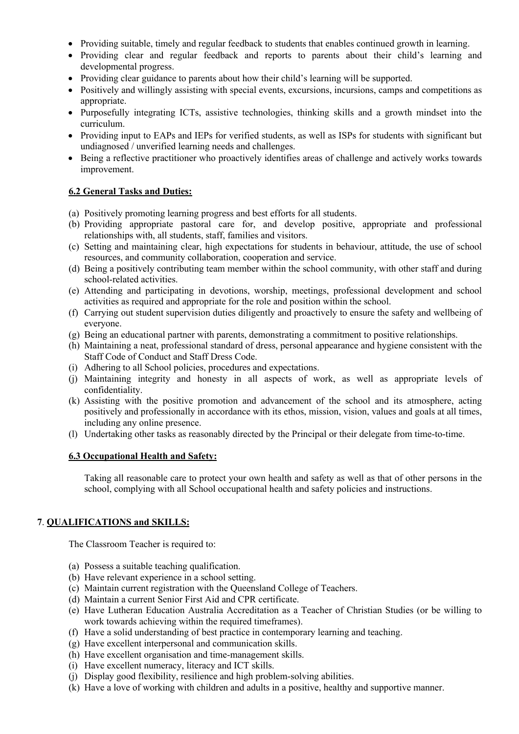- Providing suitable, timely and regular feedback to students that enables continued growth in learning.
- Providing clear and regular feedback and reports to parents about their child's learning and developmental progress.
- Providing clear guidance to parents about how their child's learning will be supported.
- Positively and willingly assisting with special events, excursions, incursions, camps and competitions as appropriate.
- Purposefully integrating ICTs, assistive technologies, thinking skills and a growth mindset into the curriculum.
- Providing input to EAPs and IEPs for verified students, as well as ISPs for students with significant but undiagnosed / unverified learning needs and challenges.
- Being a reflective practitioner who proactively identifies areas of challenge and actively works towards improvement.

### 6.2 General Tasks and Duties:

(a) Positively promoting learning progress and best efforts for all students.
(b) Providing appropriate pastoral care for, and develop positive, appropriate and professional relationships with, all students, staff, families and visitors.
(c) Setting and maintaining clear, high expectations for students in behaviour, attitude, the use of school resources, and community collaboration, cooperation and service.
(d) Being a positively contributing team member within the school community, with other staff and during school-related activities.
(e) Attending and participating in devotions, worship, meetings, professional development and school activities as required and appropriate for the role and position within the school.
(f) Carrying out student supervision duties diligently and proactively to ensure the safety and wellbeing of everyone.
(g) Being an educational partner with parents, demonstrating a commitment to positive relationships.
(h) Maintaining a neat, professional standard of dress, personal appearance and hygiene consistent with the Staff Code of Conduct and Staff Dress Code.
(i) Adhering to all School policies, procedures and expectations.
(j) Maintaining integrity and honesty in all aspects of work, as well as appropriate levels of confidentiality.
(k) Assisting with the positive promotion and advancement of the school and its atmosphere, acting positively and professionally in accordance with its ethos, mission, vision, values and goals at all times, including any online presence.
(l) Undertaking other tasks as reasonably directed by the Principal or their delegate from time-to-time.

### 6.3 Occupational Health and Safety:

Taking all reasonable care to protect your own health and safety as well as that of other persons in the school, complying with all School occupational health and safety policies and instructions.

## 7. QUALIFICATIONS and SKILLS:

The Classroom Teacher is required to:

(a) Possess a suitable teaching qualification.
(b) Have relevant experience in a school setting.
(c) Maintain current registration with the Queensland College of Teachers.
(d) Maintain a current Senior First Aid and CPR certificate.
(e) Have Lutheran Education Australia Accreditation as a Teacher of Christian Studies (or be willing to work towards achieving within the required timeframes).
(f) Have a solid understanding of best practice in contemporary learning and teaching.
(g) Have excellent interpersonal and communication skills.
(h) Have excellent organisation and time-management skills.
(i) Have excellent numeracy, literacy and ICT skills.
(j) Display good flexibility, resilience and high problem-solving abilities.
(k) Have a love of working with children and adults in a positive, healthy and supportive manner.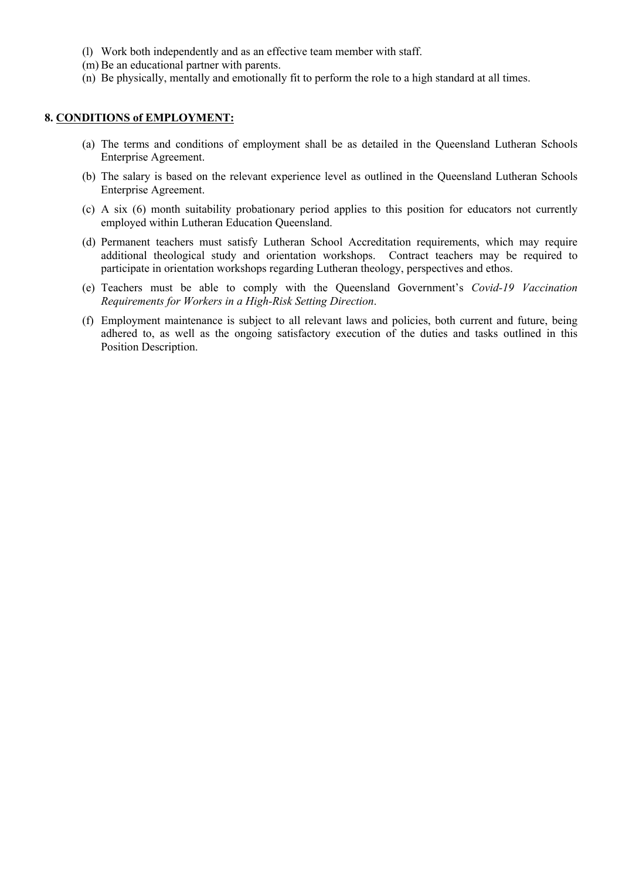(l) Work both independently and as an effective team member with staff.
(m) Be an educational partner with parents.
(n) Be physically, mentally and emotionally fit to perform the role to a high standard at all times.

## 8. CONDITIONS of EMPLOYMENT:

(a) The terms and conditions of employment shall be as detailed in the Queensland Lutheran Schools Enterprise Agreement.

(b) The salary is based on the relevant experience level as outlined in the Queensland Lutheran Schools Enterprise Agreement.

(c) A six (6) month suitability probationary period applies to this position for educators not currently employed within Lutheran Education Queensland.

(d) Permanent teachers must satisfy Lutheran School Accreditation requirements, which may require additional theological study and orientation workshops. Contract teachers may be required to participate in orientation workshops regarding Lutheran theology, perspectives and ethos.

(e) Teachers must be able to comply with the Queensland Government's *Covid-19 Vaccination Requirements for Workers in a High-Risk Setting Direction*.

(f) Employment maintenance is subject to all relevant laws and policies, both current and future, being adhered to, as well as the ongoing satisfactory execution of the duties and tasks outlined in this Position Description.